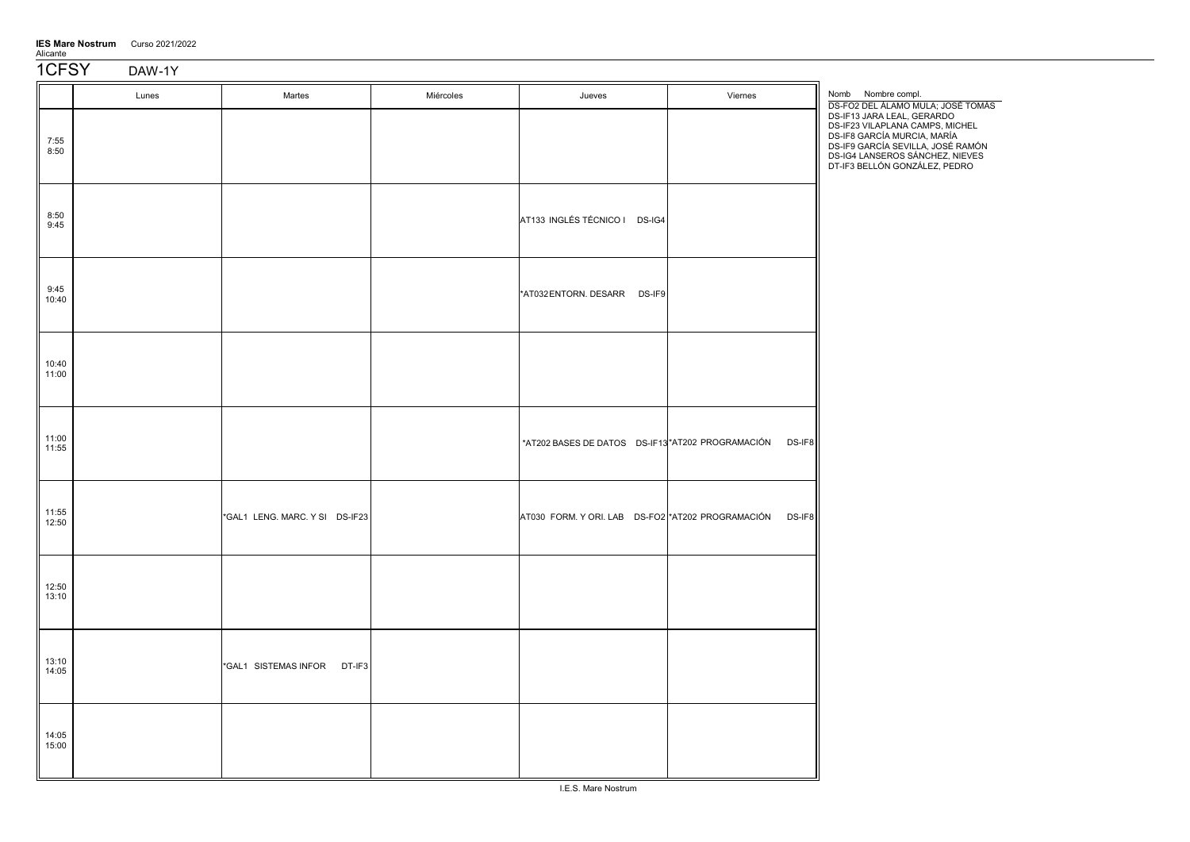**IES Mare Nostrum** Curso 2021/2022
Alicante

# 1CFSY DAW-1Y

| | Lunes | Martes | Miércoles | Jueves | Viernes |
|---|---|---|---|---|---|
| 7:55 8:50 | | | | | |
| 8:50 9:45 | | | | AT133 INGLÉS TÉCNICO I DS-IG4 | |
| 9:45 10:40 | | | | *AT032 ENTORN. DESARR DS-IF9 | |
| 10:40 11:00 | | | | | |
| 11:00 11:55 | | | | *AT202 BASES DE DATOS DS-IF13 | *AT202 PROGRAMACIÓN DS-IF8 |
| 11:55 12:50 | | *GAL1 LENG. MARC. Y SI DS-IF23 | | AT030 FORM. Y ORI. LAB DS-FO2 | *AT202 PROGRAMACIÓN DS-IF8 |
| 12:50 13:10 | | | | | |
| 13:10 14:05 | | *GAL1 SISTEMAS INFOR DT-IF3 | | | |
| 14:05 15:00 | | | | | |

| Nomb | Nombre compl. |
|---|---|
| DS-FO2 | DEL ÁLAMO MULA, JOSÉ TOMÁS |
| DS-IF13 | JARA LEAL, GERARDO |
| DS-IF23 | VILAPLANA CAMPS, MICHEL |
| DS-IF8 | GARCÍA MURCIA, MARÍA |
| DS-IF9 | GARCÍA SEVILLA, JOSÉ RAMÓN |
| DS-IG4 | LANSEROS SÁNCHEZ, NIEVES |
| DT-IF3 | BELLÓN GONZÁLEZ, PEDRO |

I.E.S. Mare Nostrum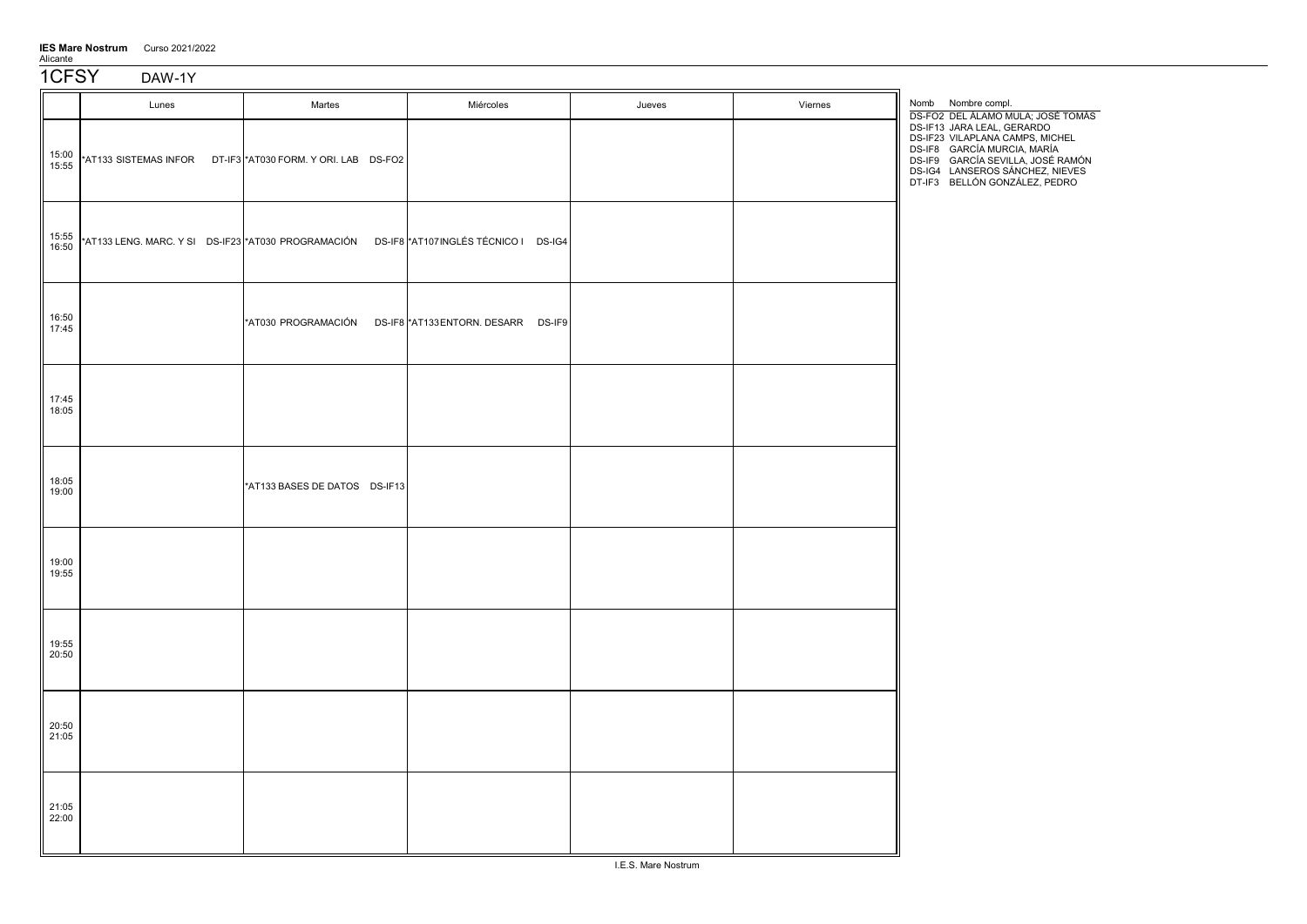**IES Mare Nostrum** Curso 2021/2022
Alicante

# 1CFSY DAW-1Y

| | Lunes | Martes | Miércoles | Jueves | Viernes |
|---|---|---|---|---|---|
| 15:00 15:55 | *AT133 SISTEMAS INFOR DT-IF3 | *AT030 FORM. Y ORI. LAB DS-FO2 | | | |
| 15:55 16:50 | *AT133 LENG. MARC. Y SI DS-IF23 | *AT030 PROGRAMACIÓN DS-IF8 | *AT107 INGLÉS TÉCNICO I DS-IG4 | | |
| 16:50 17:45 | | *AT030 PROGRAMACIÓN DS-IF8 | *AT133 ENTORN. DESARR DS-IF9 | | |
| 17:45 18:05 | | | | | |
| 18:05 19:00 | | *AT133 BASES DE DATOS DS-IF13 | | | |
| 19:00 19:55 | | | | | |
| 19:55 20:50 | | | | | |
| 20:50 21:05 | | | | | |
| 21:05 22:00 | | | | | |

| Nomb | Nombre compl. |
|---|---|
| DS-FO2 | DEL ÁLAMO MULA; JOSÉ TOMÁS |
| DS-IF13 | JARA LEAL, GERARDO |
| DS-IF23 | VILAPLANA CAMPS, MICHEL |
| DS-IF8 | GARCÍA MURCIA, MARÍA |
| DS-IF9 | GARCÍA SEVILLA, JOSÉ RAMÓN |
| DS-IG4 | LANSEROS SÁNCHEZ, NIEVES |
| DT-IF3 | BELLÓN GONZÁLEZ, PEDRO |